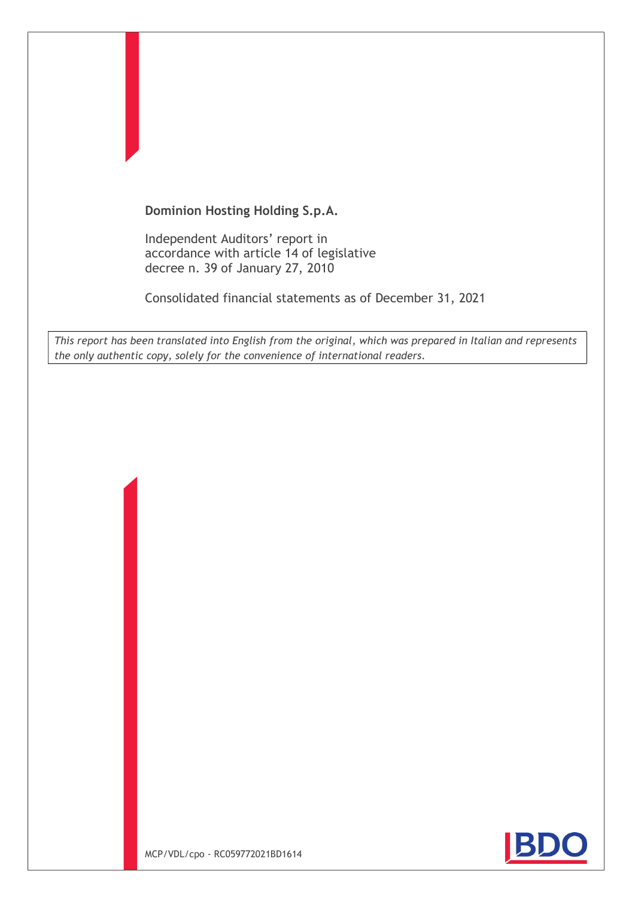**Dominion Hosting Holding S.p.A.**

Independent Auditors' report in accordance with article 14 of legislative decree n. 39 of January 27, 2010

Consolidated financial statements as of December 31, 2021

*This report has been translated into English from the original, which was prepared in Italian and represents the only authentic copy, solely for the convenience of international readers.*

MCP/VDL/cpo - RC059772021BD1614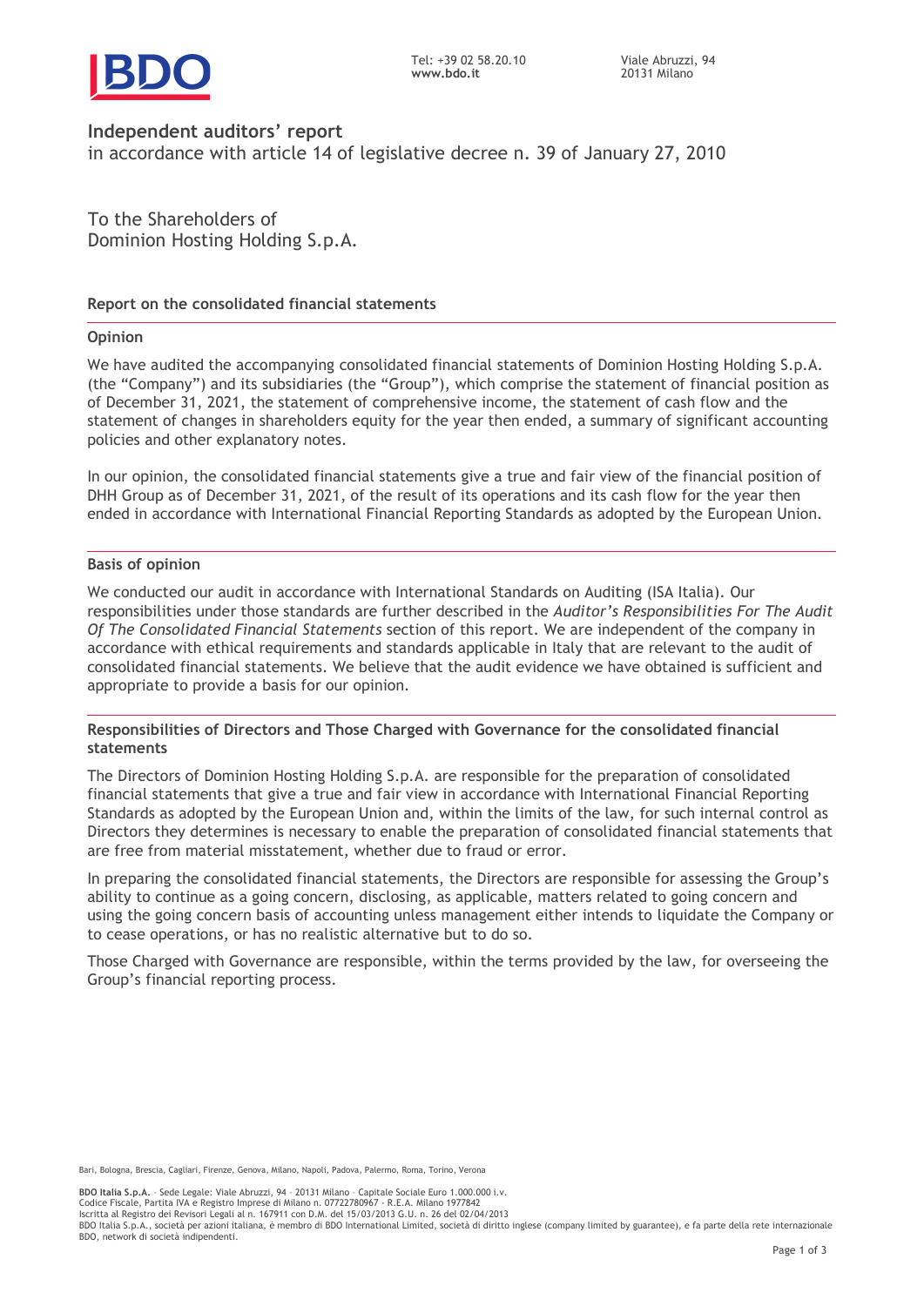# Independent auditors' report

in accordance with article 14 of legislative decree n. 39 of January 27, 2010

To the Shareholders of
Dominion Hosting Holding S.p.A.

## Report on the consolidated financial statements

### Opinion

We have audited the accompanying consolidated financial statements of Dominion Hosting Holding S.p.A. (the "Company") and its subsidiaries (the "Group"), which comprise the statement of financial position as of December 31, 2021, the statement of comprehensive income, the statement of cash flow and the statement of changes in shareholders equity for the year then ended, a summary of significant accounting policies and other explanatory notes.

In our opinion, the consolidated financial statements give a true and fair view of the financial position of DHH Group as of December 31, 2021, of the result of its operations and its cash flow for the year then ended in accordance with International Financial Reporting Standards as adopted by the European Union.

### Basis of opinion

We conducted our audit in accordance with International Standards on Auditing (ISA Italia). Our responsibilities under those standards are further described in the *Auditor's Responsibilities For The Audit Of The Consolidated Financial Statements* section of this report. We are independent of the company in accordance with ethical requirements and standards applicable in Italy that are relevant to the audit of consolidated financial statements. We believe that the audit evidence we have obtained is sufficient and appropriate to provide a basis for our opinion.

### Responsibilities of Directors and Those Charged with Governance for the consolidated financial statements

The Directors of Dominion Hosting Holding S.p.A. are responsible for the preparation of consolidated financial statements that give a true and fair view in accordance with International Financial Reporting Standards as adopted by the European Union and, within the limits of the law, for such internal control as Directors they determines is necessary to enable the preparation of consolidated financial statements that are free from material misstatement, whether due to fraud or error.

In preparing the consolidated financial statements, the Directors are responsible for assessing the Group's ability to continue as a going concern, disclosing, as applicable, matters related to going concern and using the going concern basis of accounting unless management either intends to liquidate the Company or to cease operations, or has no realistic alternative but to do so.

Those Charged with Governance are responsible, within the terms provided by the law, for overseeing the Group's financial reporting process.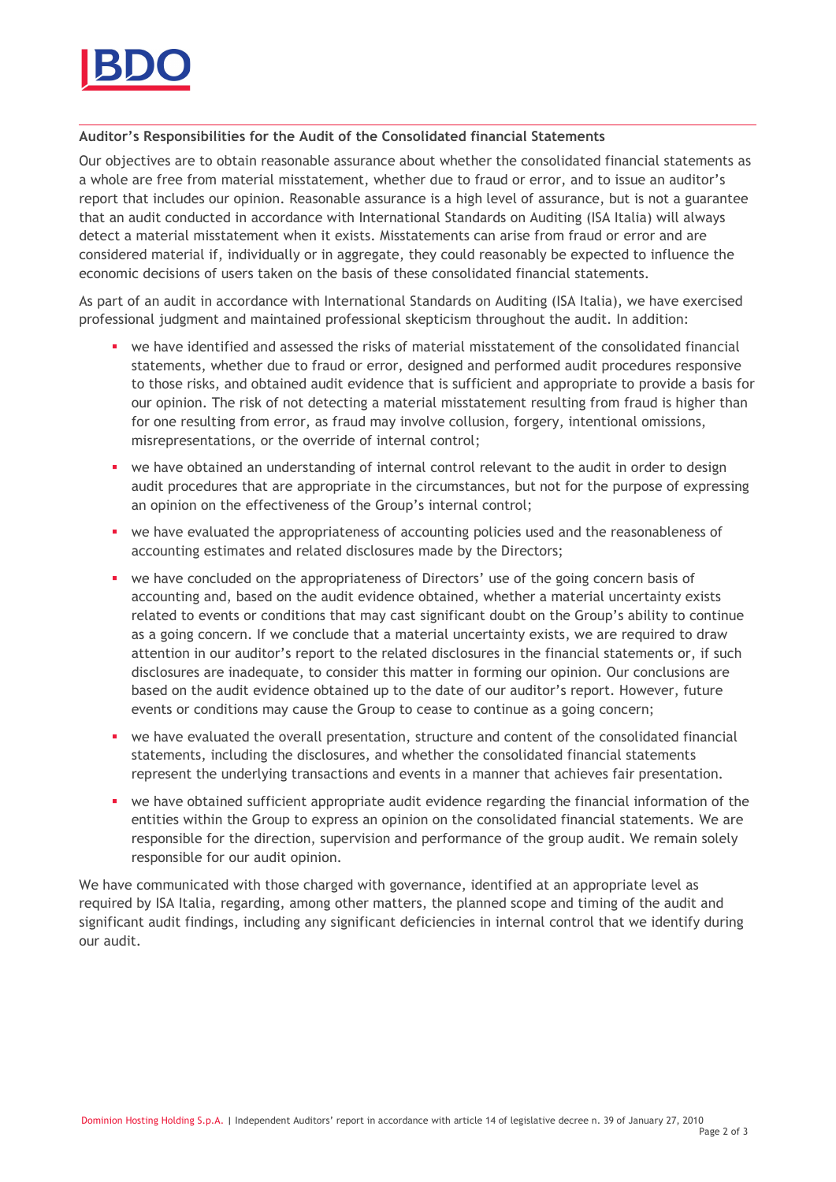### Auditor's Responsibilities for the Audit of the Consolidated financial Statements

Our objectives are to obtain reasonable assurance about whether the consolidated financial statements as a whole are free from material misstatement, whether due to fraud or error, and to issue an auditor's report that includes our opinion. Reasonable assurance is a high level of assurance, but is not a guarantee that an audit conducted in accordance with International Standards on Auditing (ISA Italia) will always detect a material misstatement when it exists. Misstatements can arise from fraud or error and are considered material if, individually or in aggregate, they could reasonably be expected to influence the economic decisions of users taken on the basis of these consolidated financial statements.

As part of an audit in accordance with International Standards on Auditing (ISA Italia), we have exercised professional judgment and maintained professional skepticism throughout the audit. In addition:

- we have identified and assessed the risks of material misstatement of the consolidated financial statements, whether due to fraud or error, designed and performed audit procedures responsive to those risks, and obtained audit evidence that is sufficient and appropriate to provide a basis for our opinion. The risk of not detecting a material misstatement resulting from fraud is higher than for one resulting from error, as fraud may involve collusion, forgery, intentional omissions, misrepresentations, or the override of internal control;
- we have obtained an understanding of internal control relevant to the audit in order to design audit procedures that are appropriate in the circumstances, but not for the purpose of expressing an opinion on the effectiveness of the Group's internal control;
- we have evaluated the appropriateness of accounting policies used and the reasonableness of accounting estimates and related disclosures made by the Directors;
- we have concluded on the appropriateness of Directors' use of the going concern basis of accounting and, based on the audit evidence obtained, whether a material uncertainty exists related to events or conditions that may cast significant doubt on the Group's ability to continue as a going concern. If we conclude that a material uncertainty exists, we are required to draw attention in our auditor's report to the related disclosures in the financial statements or, if such disclosures are inadequate, to consider this matter in forming our opinion. Our conclusions are based on the audit evidence obtained up to the date of our auditor's report. However, future events or conditions may cause the Group to cease to continue as a going concern;
- we have evaluated the overall presentation, structure and content of the consolidated financial statements, including the disclosures, and whether the consolidated financial statements represent the underlying transactions and events in a manner that achieves fair presentation.
- we have obtained sufficient appropriate audit evidence regarding the financial information of the entities within the Group to express an opinion on the consolidated financial statements. We are responsible for the direction, supervision and performance of the group audit. We remain solely responsible for our audit opinion.

We have communicated with those charged with governance, identified at an appropriate level as required by ISA Italia, regarding, among other matters, the planned scope and timing of the audit and significant audit findings, including any significant deficiencies in internal control that we identify during our audit.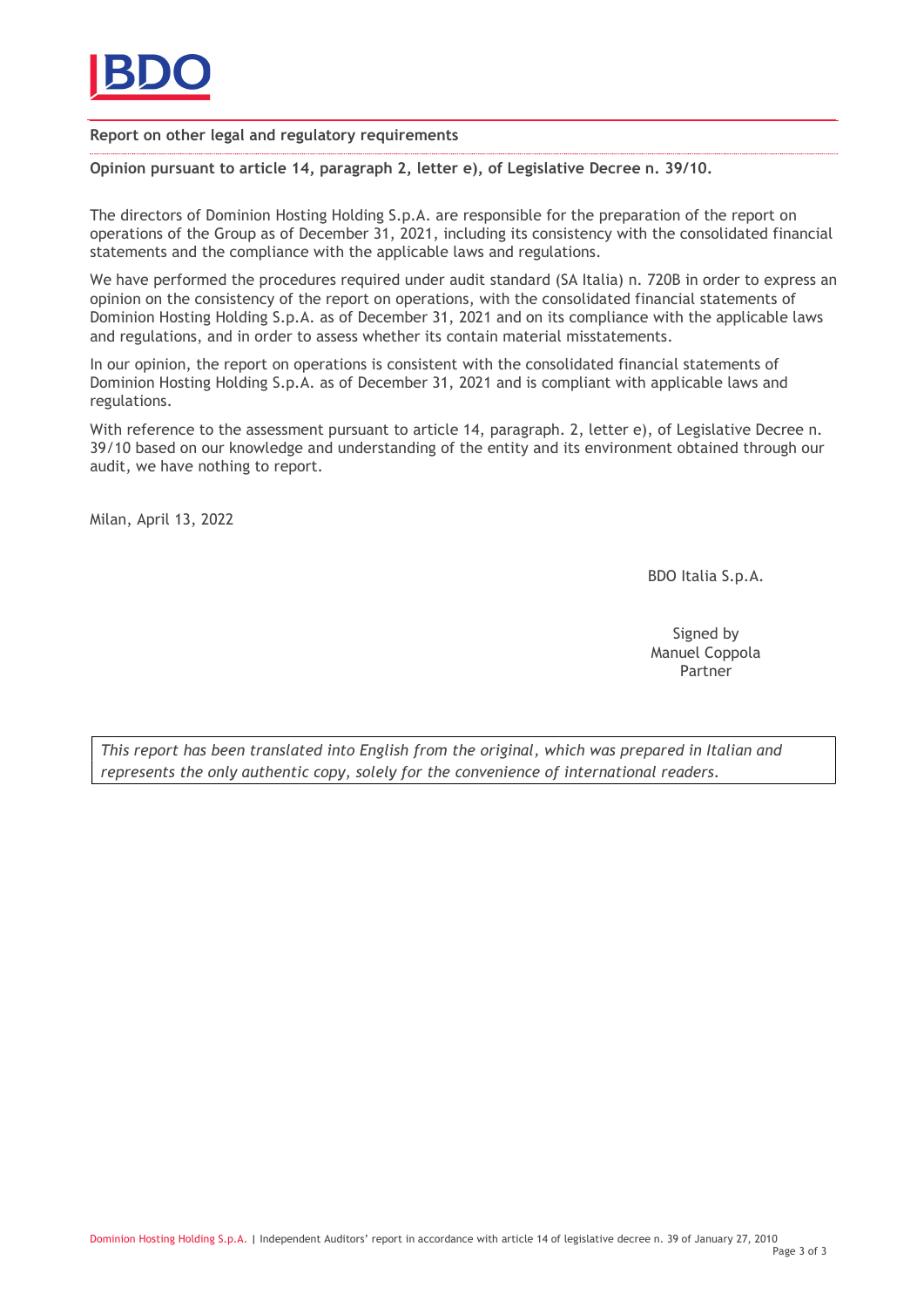## Report on other legal and regulatory requirements

**Opinion pursuant to article 14, paragraph 2, letter e), of Legislative Decree n. 39/10.**

The directors of Dominion Hosting Holding S.p.A. are responsible for the preparation of the report on operations of the Group as of December 31, 2021, including its consistency with the consolidated financial statements and the compliance with the applicable laws and regulations.

We have performed the procedures required under audit standard (SA Italia) n. 720B in order to express an opinion on the consistency of the report on operations, with the consolidated financial statements of Dominion Hosting Holding S.p.A. as of December 31, 2021 and on its compliance with the applicable laws and regulations, and in order to assess whether its contain material misstatements.

In our opinion, the report on operations is consistent with the consolidated financial statements of Dominion Hosting Holding S.p.A. as of December 31, 2021 and is compliant with applicable laws and regulations.

With reference to the assessment pursuant to article 14, paragraph. 2, letter e), of Legislative Decree n. 39/10 based on our knowledge and understanding of the entity and its environment obtained through our audit, we have nothing to report.

Milan, April 13, 2022

BDO Italia S.p.A.

Signed by
Manuel Coppola
Partner

*This report has been translated into English from the original, which was prepared in Italian and represents the only authentic copy, solely for the convenience of international readers.*